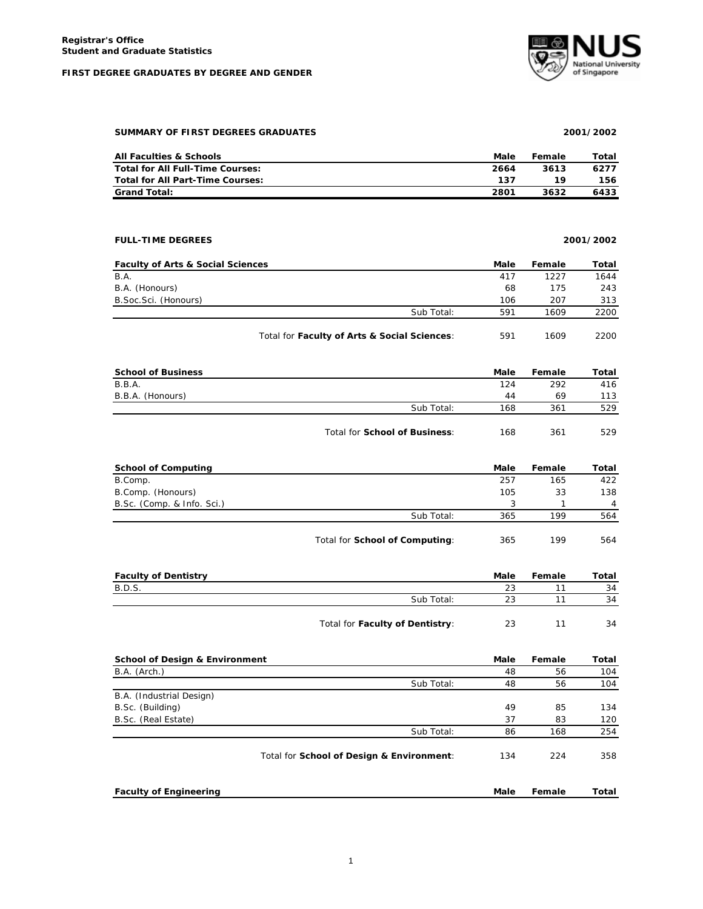**Registrar's Office**
**Student and Graduate Statistics**

**FIRST DEGREE GRADUATES BY DEGREE AND GENDER**

## SUMMARY OF FIRST DEGREES GRADUATES — 2001/2002

| All Faculties & Schools | Male | Female | Total |
|---|---|---|---|
| **Total for All Full-Time Courses:** | **2664** | **3613** | **6277** |
| **Total for All Part-Time Courses:** | **137** | **19** | **156** |
| **Grand Total:** | **2801** | **3632** | **6433** |

## FULL-TIME DEGREES — 2001/2002

| Faculty of Arts & Social Sciences | Male | Female | Total |
|---|---|---|---|
| B.A. | 417 | 1227 | 1644 |
| B.A. (Honours) | 68 | 175 | 243 |
| B.Soc.Sci. (Honours) | 106 | 207 | 313 |
| Sub Total: | 591 | 1609 | 2200 |
| Total for **Faculty of Arts & Social Sciences**: | 591 | 1609 | 2200 |

| School of Business | Male | Female | Total |
|---|---|---|---|
| B.B.A. | 124 | 292 | 416 |
| B.B.A. (Honours) | 44 | 69 | 113 |
| Sub Total: | 168 | 361 | 529 |
| Total for **School of Business**: | 168 | 361 | 529 |

| School of Computing | Male | Female | Total |
|---|---|---|---|
| B.Comp. | 257 | 165 | 422 |
| B.Comp. (Honours) | 105 | 33 | 138 |
| B.Sc. (Comp. & Info. Sci.) | 3 | 1 | 4 |
| Sub Total: | 365 | 199 | 564 |
| Total for **School of Computing**: | 365 | 199 | 564 |

| Faculty of Dentistry | Male | Female | Total |
|---|---|---|---|
| B.D.S. | 23 | 11 | 34 |
| Sub Total: | 23 | 11 | 34 |
| Total for **Faculty of Dentistry**: | 23 | 11 | 34 |

| School of Design & Environment | Male | Female | Total |
|---|---|---|---|
| B.A. (Arch.) | 48 | 56 | 104 |
| Sub Total: | 48 | 56 | 104 |
| B.A. (Industrial Design) | | | |
| B.Sc. (Building) | 49 | 85 | 134 |
| B.Sc. (Real Estate) | 37 | 83 | 120 |
| Sub Total: | 86 | 168 | 254 |
| Total for **School of Design & Environment**: | 134 | 224 | 358 |

| Faculty of Engineering | Male | Female | Total |
|---|---|---|---|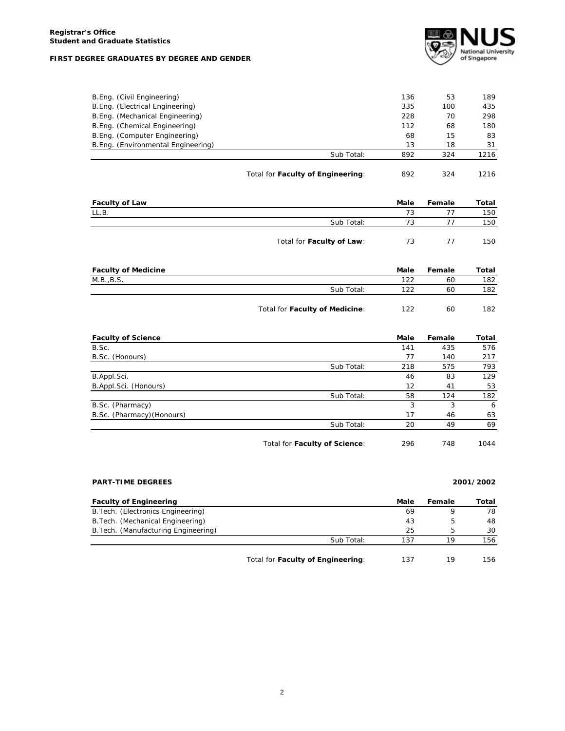**Registrar's Office**
**Student and Graduate Statistics**

**FIRST DEGREE GRADUATES BY DEGREE AND GENDER**

| | | Male | Female | Total |
|---|---|---|---|---|
| B.Eng. (Civil Engineering) | | 136 | 53 | 189 |
| B.Eng. (Electrical Engineering) | | 335 | 100 | 435 |
| B.Eng. (Mechanical Engineering) | | 228 | 70 | 298 |
| B.Eng. (Chemical Engineering) | | 112 | 68 | 180 |
| B.Eng. (Computer Engineering) | | 68 | 15 | 83 |
| B.Eng. (Environmental Engineering) | | 13 | 18 | 31 |
| | Sub Total: | 892 | 324 | 1216 |
| | Total for **Faculty of Engineering**: | 892 | 324 | 1216 |

| **Faculty of Law** | | **Male** | **Female** | **Total** |
|---|---|---|---|---|
| LL.B. | | 73 | 77 | 150 |
| | Sub Total: | 73 | 77 | 150 |
| | Total for **Faculty of Law**: | 73 | 77 | 150 |

| **Faculty of Medicine** | | **Male** | **Female** | **Total** |
|---|---|---|---|---|
| M.B.,B.S. | | 122 | 60 | 182 |
| | Sub Total: | 122 | 60 | 182 |
| | Total for **Faculty of Medicine**: | 122 | 60 | 182 |

| **Faculty of Science** | | **Male** | **Female** | **Total** |
|---|---|---|---|---|
| B.Sc. | | 141 | 435 | 576 |
| B.Sc. (Honours) | | 77 | 140 | 217 |
| | Sub Total: | 218 | 575 | 793 |
| B.Appl.Sci. | | 46 | 83 | 129 |
| B.Appl.Sci. (Honours) | | 12 | 41 | 53 |
| | Sub Total: | 58 | 124 | 182 |
| B.Sc. (Pharmacy) | | 3 | 3 | 6 |
| B.Sc. (Pharmacy)(Honours) | | 17 | 46 | 63 |
| | Sub Total: | 20 | 49 | 69 |
| | Total for **Faculty of Science**: | 296 | 748 | 1044 |

**PART-TIME DEGREES** **2001/2002**

| **Faculty of Engineering** | | **Male** | **Female** | **Total** |
|---|---|---|---|---|
| B.Tech. (Electronics Engineering) | | 69 | 9 | 78 |
| B.Tech. (Mechanical Engineering) | | 43 | 5 | 48 |
| B.Tech. (Manufacturing Engineering) | | 25 | 5 | 30 |
| | Sub Total: | 137 | 19 | 156 |
| | Total for **Faculty of Engineering**: | 137 | 19 | 156 |